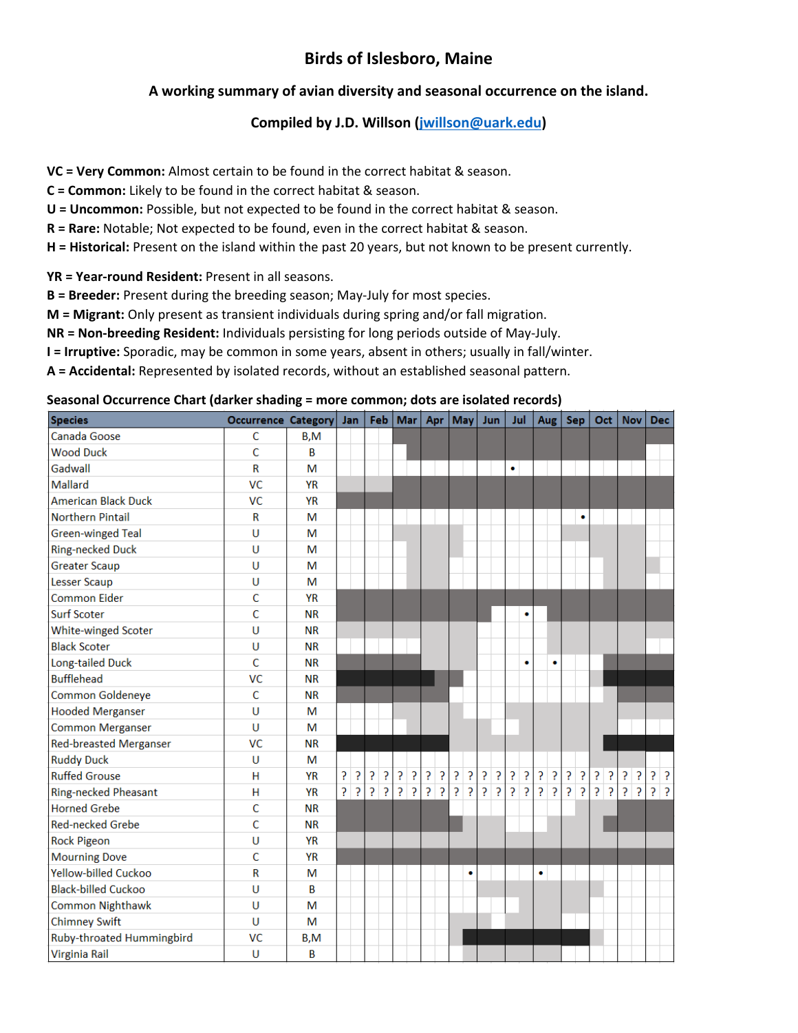# Birds of Islesboro, Maine

## A working summary of avian diversity and seasonal occurrence on the island.

### Compiled by J.D. Willson (jwillson@uark.edu)

**VC = Very Common:** Almost certain to be found in the correct habitat & season.
**C = Common:** Likely to be found in the correct habitat & season.
**U = Uncommon:** Possible, but not expected to be found in the correct habitat & season.
**R = Rare:** Notable; Not expected to be found, even in the correct habitat & season.
**H = Historical:** Present on the island within the past 20 years, but not known to be present currently.

**YR = Year-round Resident:** Present in all seasons.
**B = Breeder:** Present during the breeding season; May-July for most species.
**M = Migrant:** Only present as transient individuals during spring and/or fall migration.
**NR = Non-breeding Resident:** Individuals persisting for long periods outside of May-July.
**I = Irruptive:** Sporadic, may be common in some years, absent in others; usually in fall/winter.
**A = Accidental:** Represented by isolated records, without an established seasonal pattern.

**Seasonal Occurrence Chart (darker shading = more common; dots are isolated records)**

| Species | Occurrence | Category | Jan | Feb | Mar | Apr | May | Jun | Jul | Aug | Sep | Oct | Nov | Dec |
|---|---|---|---|---|---|---|---|---|---|---|---|---|---|---|
| Canada Goose | C | B,M | | | | | | | | | | | | |
| Wood Duck | C | B | | | | | | | | | | | | |
| Gadwall | R | M | | | | | | | • | | | | | |
| Mallard | VC | YR | | | | | | | | | | | | |
| American Black Duck | VC | YR | | | | | | | | | | | | |
| Northern Pintail | R | M | | | | | | | | | • | | | |
| Green-winged Teal | U | M | | | | | | | | | | | | |
| Ring-necked Duck | U | M | | | | | | | | | | | | |
| Greater Scaup | U | M | | | | | | | | | | | | |
| Lesser Scaup | U | M | | | | | | | | | | | | |
| Common Eider | C | YR | | | | | | | | | | | | |
| Surf Scoter | C | NR | | | | | | | • | | | | | |
| White-winged Scoter | U | NR | | | | | | | | | | | | |
| Black Scoter | U | NR | | | | | | | | | | | | |
| Long-tailed Duck | C | NR | | | | | | | • | • | | | | |
| Bufflehead | VC | NR | | | | | | | | | | | | |
| Common Goldeneye | C | NR | | | | | | | | | | | | |
| Hooded Merganser | U | M | | | | | | | | | | | | |
| Common Merganser | U | M | | | | | | | | | | | | |
| Red-breasted Merganser | VC | NR | | | | | | | | | | | | |
| Ruddy Duck | U | M | | | | | | | | | | | | |
| Ruffed Grouse | H | YR | ? ? | ? ? | ? ? | ? ? | ? ? | ? ? | ? ? | ? ? | ? ? | ? ? | ? ? | ? ? |
| Ring-necked Pheasant | H | YR | ? ? | ? ? | ? ? | ? ? | ? ? | ? ? | ? ? | ? ? | ? ? | ? ? | ? ? | ? ? |
| Horned Grebe | C | NR | | | | | | | | | | | | |
| Red-necked Grebe | C | NR | | | | | | | | | | | | |
| Rock Pigeon | U | YR | | | | | | | | | | | | |
| Mourning Dove | C | YR | | | | | | | | | | | | |
| Yellow-billed Cuckoo | R | M | | | | | • | | | • | | | | |
| Black-billed Cuckoo | U | B | | | | | | | | | | | | |
| Common Nighthawk | U | M | | | | | | | | | | | | |
| Chimney Swift | U | M | | | | | | | | | | | | |
| Ruby-throated Hummingbird | VC | B,M | | | | | | | | | | | | |
| Virginia Rail | U | B | | | | | | | | | | | | |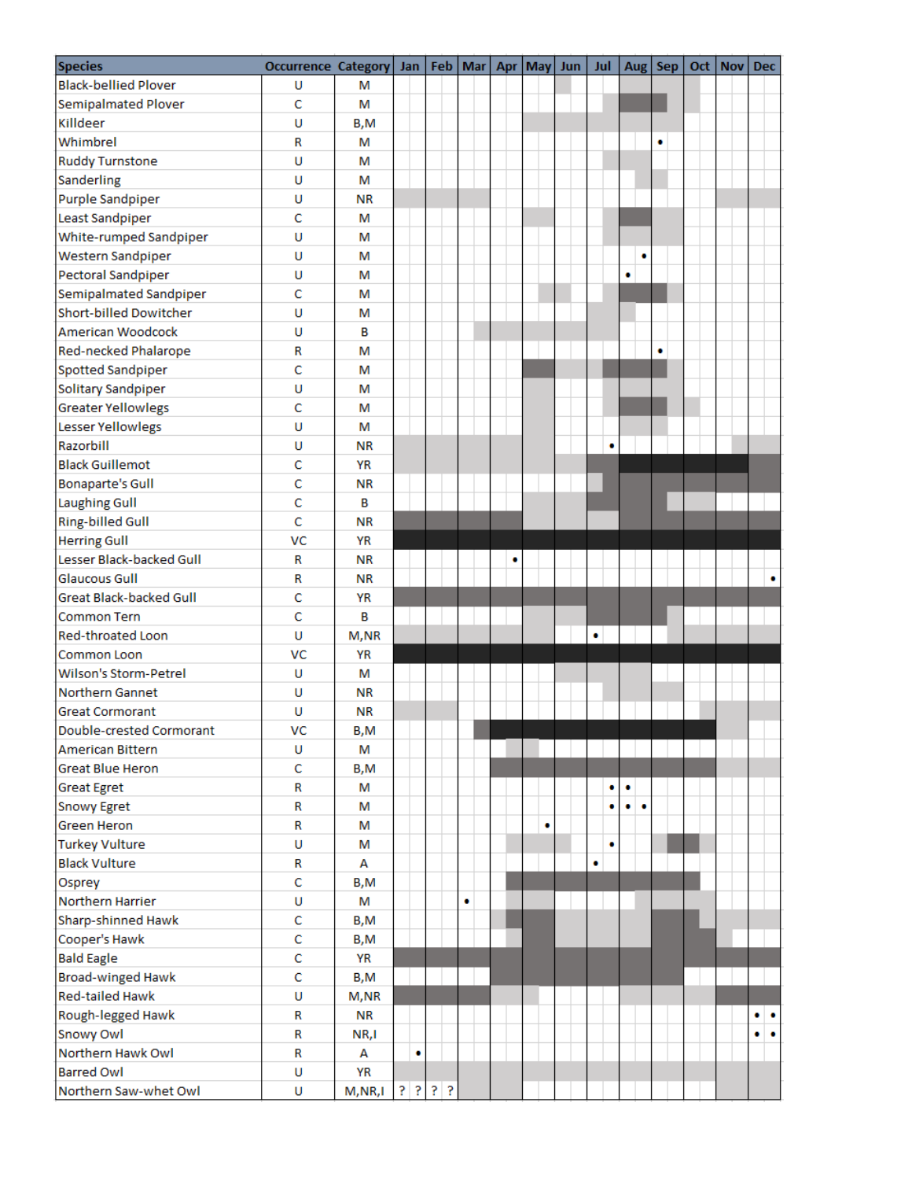| Species | Occurrence | Category | Jan | Feb | Mar | Apr | May | Jun | Jul | Aug | Sep | Oct | Nov | Dec |
|---|---|---|---|---|---|---|---|---|---|---|---|---|---|---|
| Black-bellied Plover | U | M | | | | | | | | | | | | |
| Semipalmated Plover | C | M | | | | | | | | | | | | |
| Killdeer | U | B,M | | | | | | | | | | | | |
| Whimbrel | R | M | | | | | | | | | • | | | |
| Ruddy Turnstone | U | M | | | | | | | | | | | | |
| Sanderling | U | M | | | | | | | | | | | | |
| Purple Sandpiper | U | NR | | | | | | | | | | | | |
| Least Sandpiper | C | M | | | | | | | | | | | | |
| White-rumped Sandpiper | U | M | | | | | | | | | | | | |
| Western Sandpiper | U | M | | | | | | | | • | | | | |
| Pectoral Sandpiper | U | M | | | | | | | | • | | | | |
| Semipalmated Sandpiper | C | M | | | | | | | | | | | | |
| Short-billed Dowitcher | U | M | | | | | | | | | | | | |
| American Woodcock | U | B | | | | | | | | | | | | |
| Red-necked Phalarope | R | M | | | | | | | | | • | | | |
| Spotted Sandpiper | C | M | | | | | | | | | | | | |
| Solitary Sandpiper | U | M | | | | | | | | | | | | |
| Greater Yellowlegs | C | M | | | | | | | | | | | | |
| Lesser Yellowlegs | U | M | | | | | | | | | | | | |
| Razorbill | U | NR | | | | | | | • | | | | | |
| Black Guillemot | C | YR | | | | | | | | | | | | |
| Bonaparte's Gull | C | NR | | | | | | | | | | | | |
| Laughing Gull | C | B | | | | | | | | | | | | |
| Ring-billed Gull | C | NR | | | | | | | | | | | | |
| Herring Gull | VC | YR | | | | | | | | | | | | |
| Lesser Black-backed Gull | R | NR | | | | • | | | | | | | | |
| Glaucous Gull | R | NR | | | | | | | | | | | | • |
| Great Black-backed Gull | C | YR | | | | | | | | | | | | |
| Common Tern | C | B | | | | | | | | | | | | |
| Red-throated Loon | U | M,NR | | | | | | | • | | | | | |
| Common Loon | VC | YR | | | | | | | | | | | | |
| Wilson's Storm-Petrel | U | M | | | | | | | | | | | | |
| Northern Gannet | U | NR | | | | | | | | | | | | |
| Great Cormorant | U | NR | | | | | | | | | | | | |
| Double-crested Cormorant | VC | B,M | | | | | | | | | | | | |
| American Bittern | U | M | | | | | | | | | | | | |
| Great Blue Heron | C | B,M | | | | | | | | | | | | |
| Great Egret | R | M | | | | | | | • | • | | | | |
| Snowy Egret | R | M | | | | | | | • | • • | | | | |
| Green Heron | R | M | | | | | • | | | | | | | |
| Turkey Vulture | U | M | | | | | | | • | | | | | |
| Black Vulture | R | A | | | | | | | • | | | | | |
| Osprey | C | B,M | | | | | | | | | | | | |
| Northern Harrier | U | M | | | • | | | | | | | | | |
| Sharp-shinned Hawk | C | B,M | | | | | | | | | | | | |
| Cooper's Hawk | C | B,M | | | | | | | | | | | | |
| Bald Eagle | C | YR | | | | | | | | | | | | |
| Broad-winged Hawk | C | B,M | | | | | | | | | | | | |
| Red-tailed Hawk | U | M,NR | | | | | | | | | | | | |
| Rough-legged Hawk | R | NR | | | | | | | | | | | | • • |
| Snowy Owl | R | NR,I | | | | | | | | | | | | • • |
| Northern Hawk Owl | R | A | • | | | | | | | | | | | |
| Barred Owl | U | YR | | | | | | | | | | | | |
| Northern Saw-whet Owl | U | M,NR,I | ? ? | ? ? | | | | | | | | | | |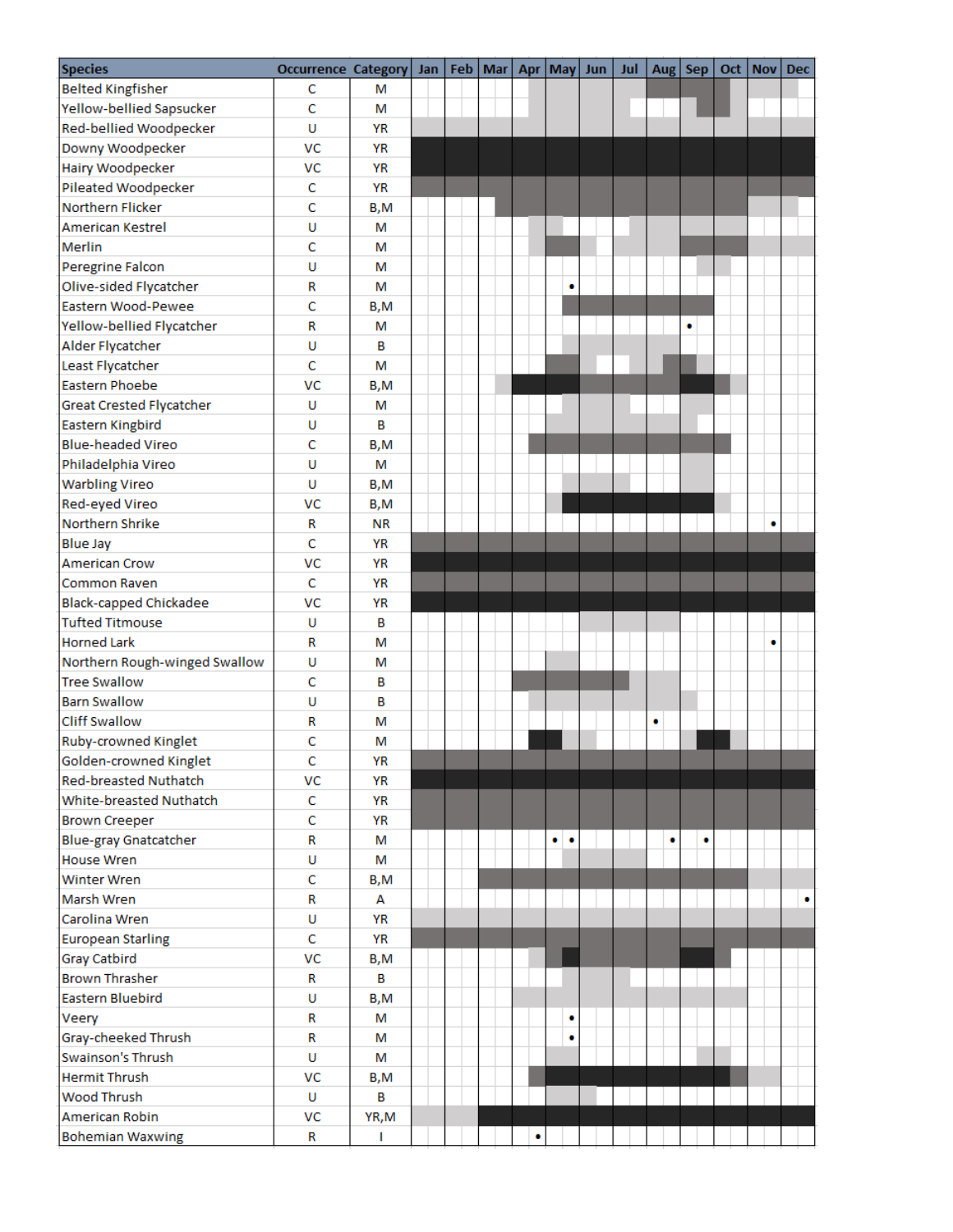| Species | Occurrence | Category | Jan | Feb | Mar | Apr | May | Jun | Jul | Aug | Sep | Oct | Nov | Dec |
|---|---|---|---|---|---|---|---|---|---|---|---|---|---|---|
| Belted Kingfisher | C | M | | | | | | | | | | | | |
| Yellow-bellied Sapsucker | C | M | | | | | | | | | | | | |
| Red-bellied Woodpecker | U | YR | | | | | | | | | | | | |
| Downy Woodpecker | VC | YR | | | | | | | | | | | | |
| Hairy Woodpecker | VC | YR | | | | | | | | | | | | |
| Pileated Woodpecker | C | YR | | | | | | | | | | | | |
| Northern Flicker | C | B,M | | | | | | | | | | | | |
| American Kestrel | U | M | | | | | | | | | | | | |
| Merlin | C | M | | | | | | | | | | | | |
| Peregrine Falcon | U | M | | | | | | | | | | | | |
| Olive-sided Flycatcher | R | M | | | | | • | | | | | | | |
| Eastern Wood-Pewee | C | B,M | | | | | | | | | | | | |
| Yellow-bellied Flycatcher | R | M | | | | | | | | | • | | | |
| Alder Flycatcher | U | B | | | | | | | | | | | | |
| Least Flycatcher | C | M | | | | | | | | | | | | |
| Eastern Phoebe | VC | B,M | | | | | | | | | | | | |
| Great Crested Flycatcher | U | M | | | | | | | | | | | | |
| Eastern Kingbird | U | B | | | | | | | | | | | | |
| Blue-headed Vireo | C | B,M | | | | | | | | | | | | |
| Philadelphia Vireo | U | M | | | | | | | | | | | | |
| Warbling Vireo | U | B,M | | | | | | | | | | | | |
| Red-eyed Vireo | VC | B,M | | | | | | | | | | | | |
| Northern Shrike | R | NR | | | | | | | | | | | • | |
| Blue Jay | C | YR | | | | | | | | | | | | |
| American Crow | VC | YR | | | | | | | | | | | | |
| Common Raven | C | YR | | | | | | | | | | | | |
| Black-capped Chickadee | VC | YR | | | | | | | | | | | | |
| Tufted Titmouse | U | B | | | | | | | | | | | | |
| Horned Lark | R | M | | | | | | | | | | | • | |
| Northern Rough-winged Swallow | U | M | | | | | | | | | | | | |
| Tree Swallow | C | B | | | | | | | | | | | | |
| Barn Swallow | U | B | | | | | | | | | | | | |
| Cliff Swallow | R | M | | | | | | | | • | | | | |
| Ruby-crowned Kinglet | C | M | | | | | | | | | | | | |
| Golden-crowned Kinglet | C | YR | | | | | | | | | | | | |
| Red-breasted Nuthatch | VC | YR | | | | | | | | | | | | |
| White-breasted Nuthatch | C | YR | | | | | | | | | | | | |
| Brown Creeper | C | YR | | | | | | | | | | | | |
| Blue-gray Gnatcatcher | R | M | | | | | • • | | | • | • | | | |
| House Wren | U | M | | | | | | | | | | | | |
| Winter Wren | C | B,M | | | | | | | | | | | | |
| Marsh Wren | R | A | | | | | | | | | | | | • |
| Carolina Wren | U | YR | | | | | | | | | | | | |
| European Starling | C | YR | | | | | | | | | | | | |
| Gray Catbird | VC | B,M | | | | | | | | | | | | |
| Brown Thrasher | R | B | | | | | | | | | | | | |
| Eastern Bluebird | U | B,M | | | | | | | | | | | | |
| Veery | R | M | | | | | • | | | | | | | |
| Gray-cheeked Thrush | R | M | | | | | • | | | | | | | |
| Swainson's Thrush | U | M | | | | | | | | | | | | |
| Hermit Thrush | VC | B,M | | | | | | | | | | | | |
| Wood Thrush | U | B | | | | | | | | | | | | |
| American Robin | VC | YR,M | | | | | | | | | | | | |
| Bohemian Waxwing | R | I | | | | • | | | | | | | | |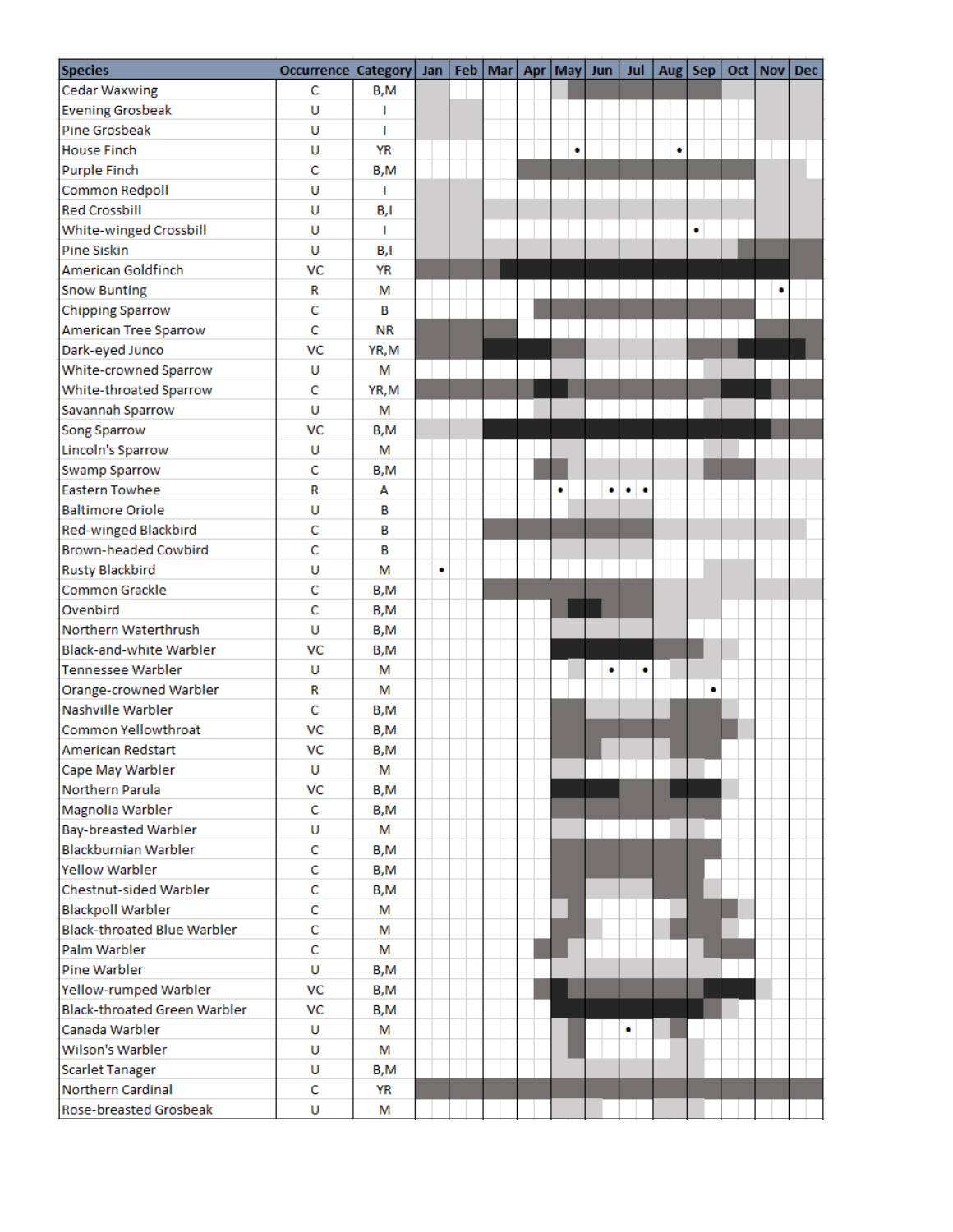| Species | Occurrence | Category | Jan | Feb | Mar | Apr | May | Jun | Jul | Aug | Sep | Oct | Nov | Dec |
|---|---|---|---|---|---|---|---|---|---|---|---|---|---|---|
| Cedar Waxwing | C | B,M | | | | | | | | | | | | |
| Evening Grosbeak | U | I | | | | | | | | | | | | |
| Pine Grosbeak | U | I | | | | | | | | | | | | |
| House Finch | U | YR | | | | | • | | | • | | | | |
| Purple Finch | C | B,M | | | | | | | | | | | | |
| Common Redpoll | U | I | | | | | | | | | | | | |
| Red Crossbill | U | B,I | | | | | | | | | | | | |
| White-winged Crossbill | U | I | | | | | | | | | • | | | |
| Pine Siskin | U | B,I | | | | | | | | | | | | |
| American Goldfinch | VC | YR | | | | | | | | | | | | |
| Snow Bunting | R | M | | | | | | | | | | | • | |
| Chipping Sparrow | C | B | | | | | | | | | | | | |
| American Tree Sparrow | C | NR | | | | | | | | | | | | |
| Dark-eyed Junco | VC | YR,M | | | | | | | | | | | | |
| White-crowned Sparrow | U | M | | | | | | | | | | | | |
| White-throated Sparrow | C | YR,M | | | | | | | | | | | | |
| Savannah Sparrow | U | M | | | | | | | | | | | | |
| Song Sparrow | VC | B,M | | | | | | | | | | | | |
| Lincoln's Sparrow | U | M | | | | | | | | | | | | |
| Swamp Sparrow | C | B,M | | | | | | | | | | | | |
| Eastern Towhee | R | A | | | | | • | • | • • | | | | | |
| Baltimore Oriole | U | B | | | | | | | | | | | | |
| Red-winged Blackbird | C | B | | | | | | | | | | | | |
| Brown-headed Cowbird | C | B | | | | | | | | | | | | |
| Rusty Blackbird | U | M | • | | | | | | | | | | | |
| Common Grackle | C | B,M | | | | | | | | | | | | |
| Ovenbird | C | B,M | | | | | | | | | | | | |
| Northern Waterthrush | U | B,M | | | | | | | | | | | | |
| Black-and-white Warbler | VC | B,M | | | | | | | | | | | | |
| Tennessee Warbler | U | M | | | | | | • | • | | | | | |
| Orange-crowned Warbler | R | M | | | | | | | | | • | | | |
| Nashville Warbler | C | B,M | | | | | | | | | | | | |
| Common Yellowthroat | VC | B,M | | | | | | | | | | | | |
| American Redstart | VC | B,M | | | | | | | | | | | | |
| Cape May Warbler | U | M | | | | | | | | | | | | |
| Northern Parula | VC | B,M | | | | | | | | | | | | |
| Magnolia Warbler | C | B,M | | | | | | | | | | | | |
| Bay-breasted Warbler | U | M | | | | | | | | | | | | |
| Blackburnian Warbler | C | B,M | | | | | | | | | | | | |
| Yellow Warbler | C | B,M | | | | | | | | | | | | |
| Chestnut-sided Warbler | C | B,M | | | | | | | | | | | | |
| Blackpoll Warbler | C | M | | | | | | | | | | | | |
| Black-throated Blue Warbler | C | M | | | | | | | | | | | | |
| Palm Warbler | C | M | | | | | | | | | | | | |
| Pine Warbler | U | B,M | | | | | | | | | | | | |
| Yellow-rumped Warbler | VC | B,M | | | | | | | | | | | | |
| Black-throated Green Warbler | VC | B,M | | | | | | | | | | | | |
| Canada Warbler | U | M | | | | | | | • | | | | | |
| Wilson's Warbler | U | M | | | | | | | | | | | | |
| Scarlet Tanager | U | B,M | | | | | | | | | | | | |
| Northern Cardinal | C | YR | | | | | | | | | | | | |
| Rose-breasted Grosbeak | U | M | | | | | | | | | | | | |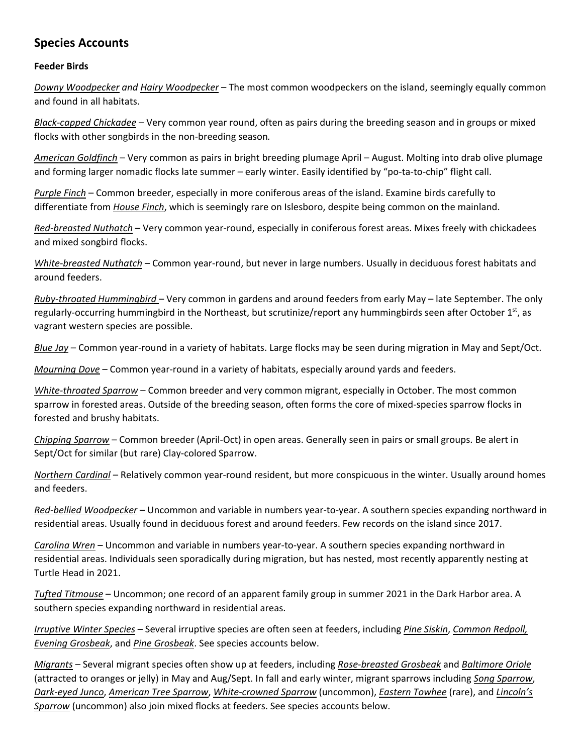## Species Accounts

### Feeder Birds

<u>Downy Woodpecker</u> and <u>Hairy Woodpecker</u> – The most common woodpeckers on the island, seemingly equally common and found in all habitats.

<u>Black-capped Chickadee</u> – Very common year round, often as pairs during the breeding season and in groups or mixed flocks with other songbirds in the non-breeding season.

<u>American Goldfinch</u> – Very common as pairs in bright breeding plumage April – August. Molting into drab olive plumage and forming larger nomadic flocks late summer – early winter. Easily identified by "po-ta-to-chip" flight call.

<u>Purple Finch</u> – Common breeder, especially in more coniferous areas of the island. Examine birds carefully to differentiate from <u>House Finch</u>, which is seemingly rare on Islesboro, despite being common on the mainland.

<u>Red-breasted Nuthatch</u> – Very common year-round, especially in coniferous forest areas. Mixes freely with chickadees and mixed songbird flocks.

<u>White-breasted Nuthatch</u> – Common year-round, but never in large numbers. Usually in deciduous forest habitats and around feeders.

<u>Ruby-throated Hummingbird</u> – Very common in gardens and around feeders from early May – late September. The only regularly-occurring hummingbird in the Northeast, but scrutinize/report any hummingbirds seen after October 1st, as vagrant western species are possible.

<u>Blue Jay</u> – Common year-round in a variety of habitats. Large flocks may be seen during migration in May and Sept/Oct.

<u>Mourning Dove</u> – Common year-round in a variety of habitats, especially around yards and feeders.

<u>White-throated Sparrow</u> – Common breeder and very common migrant, especially in October. The most common sparrow in forested areas. Outside of the breeding season, often forms the core of mixed-species sparrow flocks in forested and brushy habitats.

<u>Chipping Sparrow</u> – Common breeder (April-Oct) in open areas. Generally seen in pairs or small groups. Be alert in Sept/Oct for similar (but rare) Clay-colored Sparrow.

<u>Northern Cardinal</u> – Relatively common year-round resident, but more conspicuous in the winter. Usually around homes and feeders.

<u>Red-bellied Woodpecker</u> – Uncommon and variable in numbers year-to-year. A southern species expanding northward in residential areas. Usually found in deciduous forest and around feeders. Few records on the island since 2017.

<u>Carolina Wren</u> – Uncommon and variable in numbers year-to-year. A southern species expanding northward in residential areas. Individuals seen sporadically during migration, but has nested, most recently apparently nesting at Turtle Head in 2021.

<u>Tufted Titmouse</u> – Uncommon; one record of an apparent family group in summer 2021 in the Dark Harbor area. A southern species expanding northward in residential areas.

<u>Irruptive Winter Species</u> – Several irruptive species are often seen at feeders, including <u>Pine Siskin</u>, <u>Common Redpoll,</u> <u>Evening Grosbeak</u>, and <u>Pine Grosbeak</u>. See species accounts below.

<u>Migrants</u> – Several migrant species often show up at feeders, including <u>Rose-breasted Grosbeak</u> and <u>Baltimore Oriole</u> (attracted to oranges or jelly) in May and Aug/Sept. In fall and early winter, migrant sparrows including <u>Song Sparrow</u>, <u>Dark-eyed Junco</u>, <u>American Tree Sparrow</u>, <u>White-crowned Sparrow</u> (uncommon), <u>Eastern Towhee</u> (rare), and <u>Lincoln's Sparrow</u> (uncommon) also join mixed flocks at feeders. See species accounts below.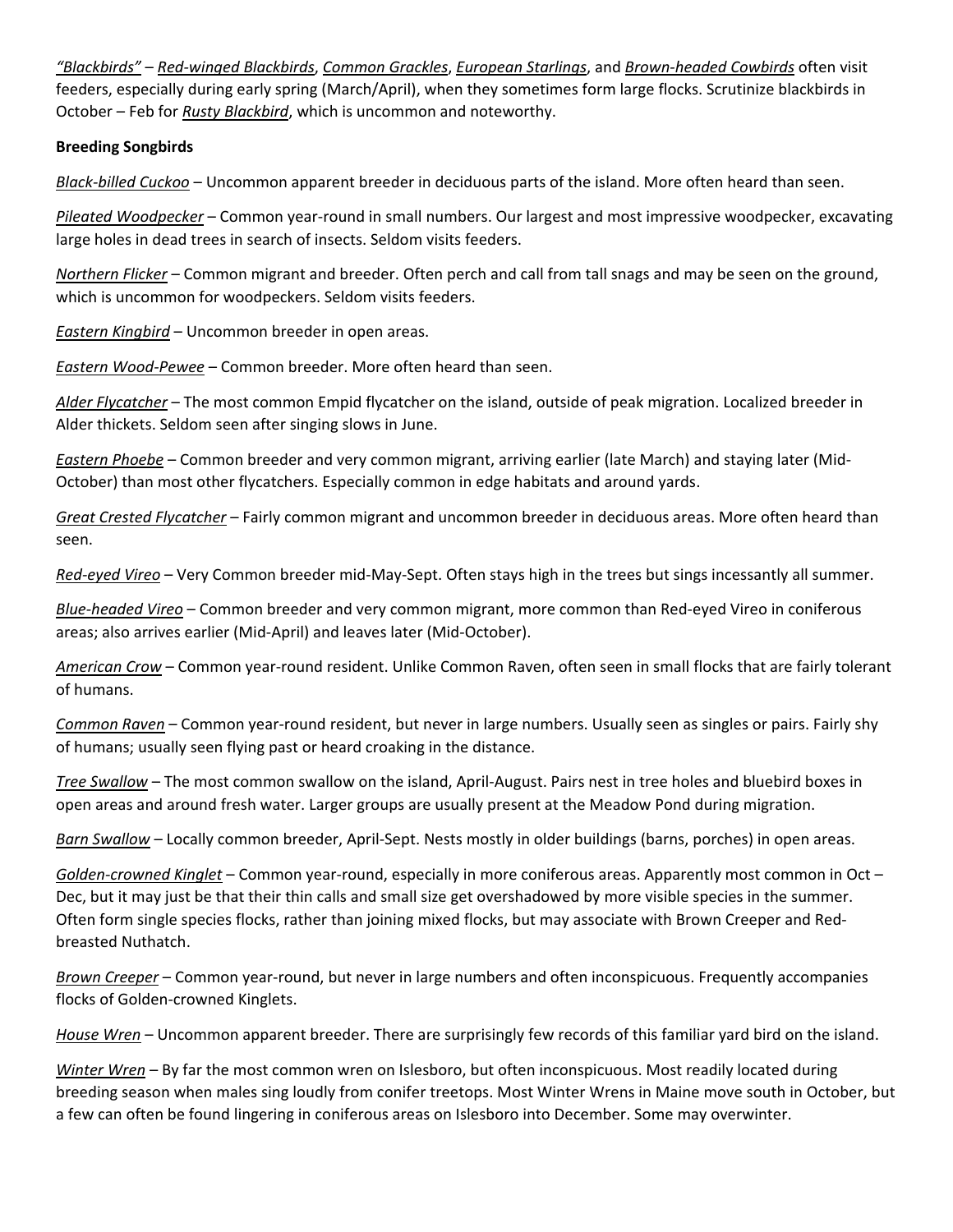*"Blackbirds"* – *Red-winged Blackbirds*, *Common Grackles*, *European Starlings*, and *Brown-headed Cowbirds* often visit feeders, especially during early spring (March/April), when they sometimes form large flocks. Scrutinize blackbirds in October – Feb for *Rusty Blackbird*, which is uncommon and noteworthy.

**Breeding Songbirds**

*Black-billed Cuckoo* – Uncommon apparent breeder in deciduous parts of the island. More often heard than seen.

*Pileated Woodpecker* – Common year-round in small numbers. Our largest and most impressive woodpecker, excavating large holes in dead trees in search of insects. Seldom visits feeders.

*Northern Flicker* – Common migrant and breeder. Often perch and call from tall snags and may be seen on the ground, which is uncommon for woodpeckers. Seldom visits feeders.

*Eastern Kingbird* – Uncommon breeder in open areas.

*Eastern Wood-Pewee* – Common breeder. More often heard than seen.

*Alder Flycatcher* – The most common Empid flycatcher on the island, outside of peak migration. Localized breeder in Alder thickets. Seldom seen after singing slows in June.

*Eastern Phoebe* – Common breeder and very common migrant, arriving earlier (late March) and staying later (Mid-October) than most other flycatchers. Especially common in edge habitats and around yards.

*Great Crested Flycatcher* – Fairly common migrant and uncommon breeder in deciduous areas. More often heard than seen.

*Red-eyed Vireo* – Very Common breeder mid-May-Sept. Often stays high in the trees but sings incessantly all summer.

*Blue-headed Vireo* – Common breeder and very common migrant, more common than Red-eyed Vireo in coniferous areas; also arrives earlier (Mid-April) and leaves later (Mid-October).

*American Crow* – Common year-round resident. Unlike Common Raven, often seen in small flocks that are fairly tolerant of humans.

*Common Raven* – Common year-round resident, but never in large numbers. Usually seen as singles or pairs. Fairly shy of humans; usually seen flying past or heard croaking in the distance.

*Tree Swallow* – The most common swallow on the island, April-August. Pairs nest in tree holes and bluebird boxes in open areas and around fresh water. Larger groups are usually present at the Meadow Pond during migration.

*Barn Swallow* – Locally common breeder, April-Sept. Nests mostly in older buildings (barns, porches) in open areas.

*Golden-crowned Kinglet* – Common year-round, especially in more coniferous areas. Apparently most common in Oct – Dec, but it may just be that their thin calls and small size get overshadowed by more visible species in the summer. Often form single species flocks, rather than joining mixed flocks, but may associate with Brown Creeper and Red-breasted Nuthatch.

*Brown Creeper* – Common year-round, but never in large numbers and often inconspicuous. Frequently accompanies flocks of Golden-crowned Kinglets.

*House Wren* – Uncommon apparent breeder. There are surprisingly few records of this familiar yard bird on the island.

*Winter Wren* – By far the most common wren on Islesboro, but often inconspicuous. Most readily located during breeding season when males sing loudly from conifer treetops. Most Winter Wrens in Maine move south in October, but a few can often be found lingering in coniferous areas on Islesboro into December. Some may overwinter.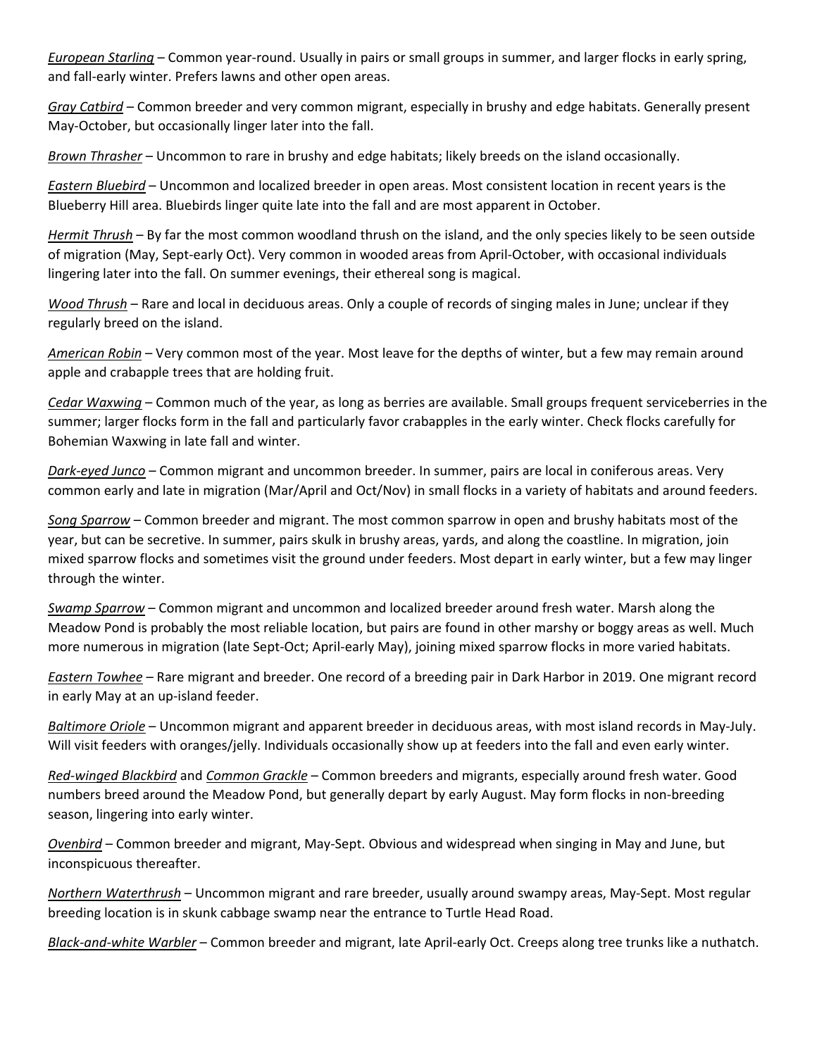_European Starling_ – Common year-round. Usually in pairs or small groups in summer, and larger flocks in early spring, and fall-early winter. Prefers lawns and other open areas.

_Gray Catbird_ – Common breeder and very common migrant, especially in brushy and edge habitats. Generally present May-October, but occasionally linger later into the fall.

_Brown Thrasher_ – Uncommon to rare in brushy and edge habitats; likely breeds on the island occasionally.

_Eastern Bluebird_ – Uncommon and localized breeder in open areas. Most consistent location in recent years is the Blueberry Hill area. Bluebirds linger quite late into the fall and are most apparent in October.

_Hermit Thrush_ – By far the most common woodland thrush on the island, and the only species likely to be seen outside of migration (May, Sept-early Oct). Very common in wooded areas from April-October, with occasional individuals lingering later into the fall. On summer evenings, their ethereal song is magical.

_Wood Thrush_ – Rare and local in deciduous areas. Only a couple of records of singing males in June; unclear if they regularly breed on the island.

_American Robin_ – Very common most of the year. Most leave for the depths of winter, but a few may remain around apple and crabapple trees that are holding fruit.

_Cedar Waxwing_ – Common much of the year, as long as berries are available. Small groups frequent serviceberries in the summer; larger flocks form in the fall and particularly favor crabapples in the early winter. Check flocks carefully for Bohemian Waxwing in late fall and winter.

_Dark-eyed Junco_ – Common migrant and uncommon breeder. In summer, pairs are local in coniferous areas. Very common early and late in migration (Mar/April and Oct/Nov) in small flocks in a variety of habitats and around feeders.

_Song Sparrow_ – Common breeder and migrant. The most common sparrow in open and brushy habitats most of the year, but can be secretive. In summer, pairs skulk in brushy areas, yards, and along the coastline. In migration, join mixed sparrow flocks and sometimes visit the ground under feeders. Most depart in early winter, but a few may linger through the winter.

_Swamp Sparrow_ – Common migrant and uncommon and localized breeder around fresh water. Marsh along the Meadow Pond is probably the most reliable location, but pairs are found in other marshy or boggy areas as well. Much more numerous in migration (late Sept-Oct; April-early May), joining mixed sparrow flocks in more varied habitats.

_Eastern Towhee_ – Rare migrant and breeder. One record of a breeding pair in Dark Harbor in 2019. One migrant record in early May at an up-island feeder.

_Baltimore Oriole_ – Uncommon migrant and apparent breeder in deciduous areas, with most island records in May-July. Will visit feeders with oranges/jelly. Individuals occasionally show up at feeders into the fall and even early winter.

_Red-winged Blackbird_ and _Common Grackle_ – Common breeders and migrants, especially around fresh water. Good numbers breed around the Meadow Pond, but generally depart by early August. May form flocks in non-breeding season, lingering into early winter.

_Ovenbird_ – Common breeder and migrant, May-Sept. Obvious and widespread when singing in May and June, but inconspicuous thereafter.

_Northern Waterthrush_ – Uncommon migrant and rare breeder, usually around swampy areas, May-Sept. Most regular breeding location is in skunk cabbage swamp near the entrance to Turtle Head Road.

_Black-and-white Warbler_ – Common breeder and migrant, late April-early Oct. Creeps along tree trunks like a nuthatch.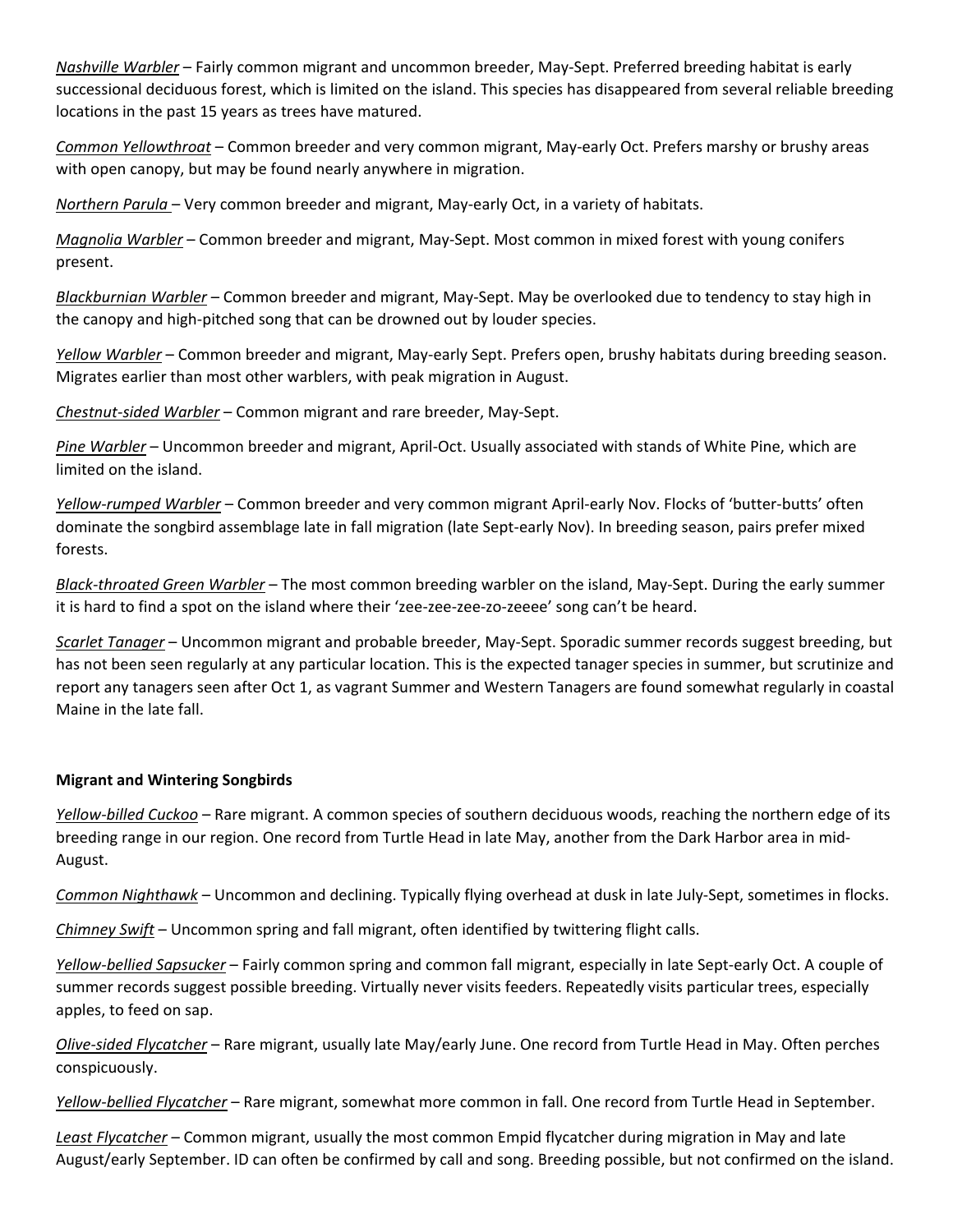*Nashville Warbler* – Fairly common migrant and uncommon breeder, May-Sept. Preferred breeding habitat is early successional deciduous forest, which is limited on the island. This species has disappeared from several reliable breeding locations in the past 15 years as trees have matured.

*Common Yellowthroat* – Common breeder and very common migrant, May-early Oct. Prefers marshy or brushy areas with open canopy, but may be found nearly anywhere in migration.

*Northern Parula* – Very common breeder and migrant, May-early Oct, in a variety of habitats.

*Magnolia Warbler* – Common breeder and migrant, May-Sept. Most common in mixed forest with young conifers present.

*Blackburnian Warbler* – Common breeder and migrant, May-Sept. May be overlooked due to tendency to stay high in the canopy and high-pitched song that can be drowned out by louder species.

*Yellow Warbler* – Common breeder and migrant, May-early Sept. Prefers open, brushy habitats during breeding season. Migrates earlier than most other warblers, with peak migration in August.

*Chestnut-sided Warbler* – Common migrant and rare breeder, May-Sept.

*Pine Warbler* – Uncommon breeder and migrant, April-Oct. Usually associated with stands of White Pine, which are limited on the island.

*Yellow-rumped Warbler* – Common breeder and very common migrant April-early Nov. Flocks of 'butter-butts' often dominate the songbird assemblage late in fall migration (late Sept-early Nov). In breeding season, pairs prefer mixed forests.

*Black-throated Green Warbler* – The most common breeding warbler on the island, May-Sept. During the early summer it is hard to find a spot on the island where their 'zee-zee-zee-zo-zeeee' song can't be heard.

*Scarlet Tanager* – Uncommon migrant and probable breeder, May-Sept. Sporadic summer records suggest breeding, but has not been seen regularly at any particular location. This is the expected tanager species in summer, but scrutinize and report any tanagers seen after Oct 1, as vagrant Summer and Western Tanagers are found somewhat regularly in coastal Maine in the late fall.

**Migrant and Wintering Songbirds**

*Yellow-billed Cuckoo* – Rare migrant. A common species of southern deciduous woods, reaching the northern edge of its breeding range in our region. One record from Turtle Head in late May, another from the Dark Harbor area in mid-August.

*Common Nighthawk* – Uncommon and declining. Typically flying overhead at dusk in late July-Sept, sometimes in flocks.

*Chimney Swift* – Uncommon spring and fall migrant, often identified by twittering flight calls.

*Yellow-bellied Sapsucker* – Fairly common spring and common fall migrant, especially in late Sept-early Oct. A couple of summer records suggest possible breeding. Virtually never visits feeders. Repeatedly visits particular trees, especially apples, to feed on sap.

*Olive-sided Flycatcher* – Rare migrant, usually late May/early June. One record from Turtle Head in May. Often perches conspicuously.

*Yellow-bellied Flycatcher* – Rare migrant, somewhat more common in fall. One record from Turtle Head in September.

*Least Flycatcher* – Common migrant, usually the most common Empid flycatcher during migration in May and late August/early September. ID can often be confirmed by call and song. Breeding possible, but not confirmed on the island.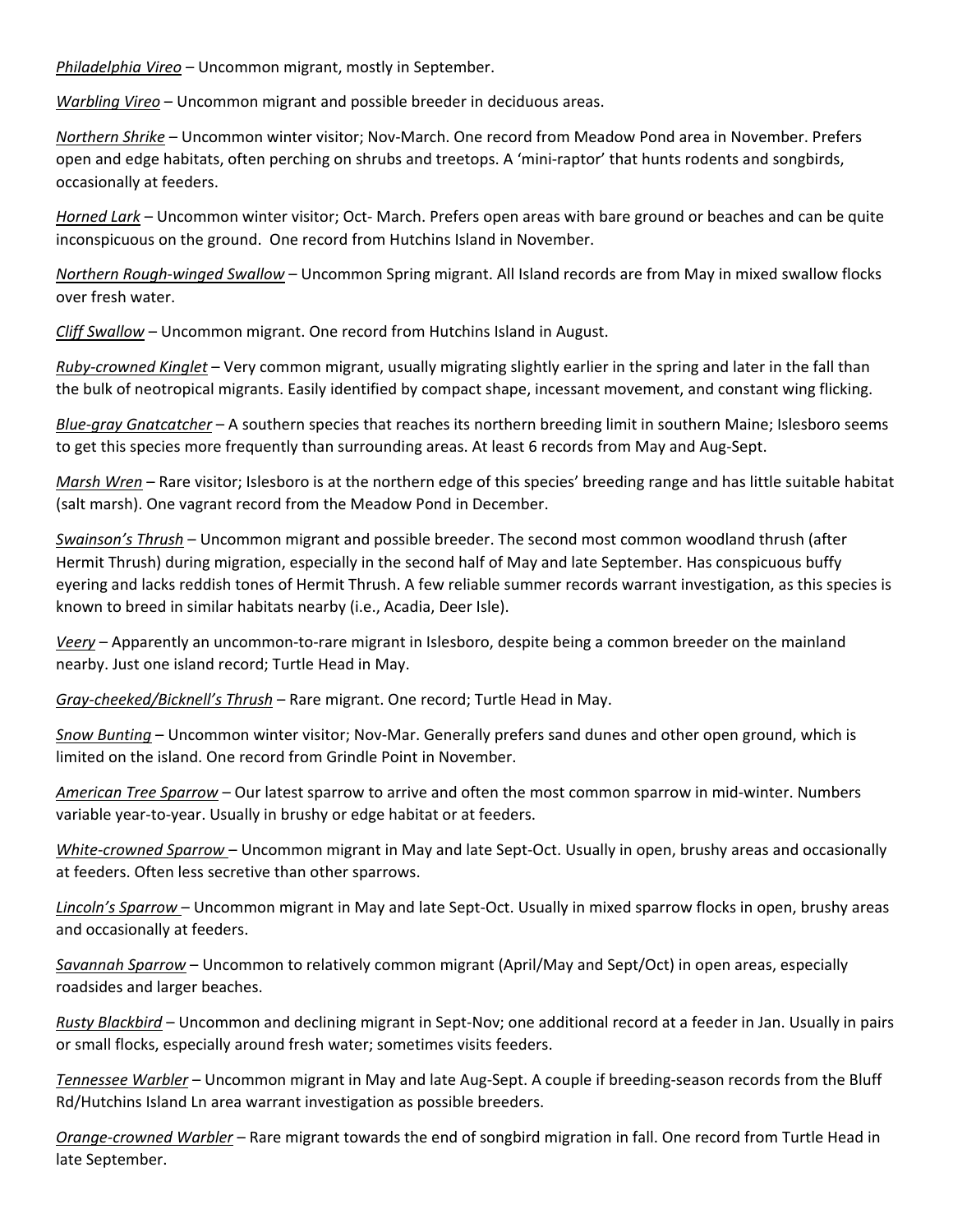*Philadelphia Vireo* – Uncommon migrant, mostly in September.

*Warbling Vireo* – Uncommon migrant and possible breeder in deciduous areas.

*Northern Shrike* – Uncommon winter visitor; Nov-March. One record from Meadow Pond area in November. Prefers open and edge habitats, often perching on shrubs and treetops. A 'mini-raptor' that hunts rodents and songbirds, occasionally at feeders.

*Horned Lark* – Uncommon winter visitor; Oct- March. Prefers open areas with bare ground or beaches and can be quite inconspicuous on the ground. One record from Hutchins Island in November.

*Northern Rough-winged Swallow* – Uncommon Spring migrant. All Island records are from May in mixed swallow flocks over fresh water.

*Cliff Swallow* – Uncommon migrant. One record from Hutchins Island in August.

*Ruby-crowned Kinglet* – Very common migrant, usually migrating slightly earlier in the spring and later in the fall than the bulk of neotropical migrants. Easily identified by compact shape, incessant movement, and constant wing flicking.

*Blue-gray Gnatcatcher* – A southern species that reaches its northern breeding limit in southern Maine; Islesboro seems to get this species more frequently than surrounding areas. At least 6 records from May and Aug-Sept.

*Marsh Wren* – Rare visitor; Islesboro is at the northern edge of this species' breeding range and has little suitable habitat (salt marsh). One vagrant record from the Meadow Pond in December.

*Swainson's Thrush* – Uncommon migrant and possible breeder. The second most common woodland thrush (after Hermit Thrush) during migration, especially in the second half of May and late September. Has conspicuous buffy eyering and lacks reddish tones of Hermit Thrush. A few reliable summer records warrant investigation, as this species is known to breed in similar habitats nearby (i.e., Acadia, Deer Isle).

*Veery* – Apparently an uncommon-to-rare migrant in Islesboro, despite being a common breeder on the mainland nearby. Just one island record; Turtle Head in May.

*Gray-cheeked/Bicknell's Thrush* – Rare migrant. One record; Turtle Head in May.

*Snow Bunting* – Uncommon winter visitor; Nov-Mar. Generally prefers sand dunes and other open ground, which is limited on the island. One record from Grindle Point in November.

*American Tree Sparrow* – Our latest sparrow to arrive and often the most common sparrow in mid-winter. Numbers variable year-to-year. Usually in brushy or edge habitat or at feeders.

*White-crowned Sparrow* – Uncommon migrant in May and late Sept-Oct. Usually in open, brushy areas and occasionally at feeders. Often less secretive than other sparrows.

*Lincoln's Sparrow* – Uncommon migrant in May and late Sept-Oct. Usually in mixed sparrow flocks in open, brushy areas and occasionally at feeders.

*Savannah Sparrow* – Uncommon to relatively common migrant (April/May and Sept/Oct) in open areas, especially roadsides and larger beaches.

*Rusty Blackbird* – Uncommon and declining migrant in Sept-Nov; one additional record at a feeder in Jan. Usually in pairs or small flocks, especially around fresh water; sometimes visits feeders.

*Tennessee Warbler* – Uncommon migrant in May and late Aug-Sept. A couple if breeding-season records from the Bluff Rd/Hutchins Island Ln area warrant investigation as possible breeders.

*Orange-crowned Warbler* – Rare migrant towards the end of songbird migration in fall. One record from Turtle Head in late September.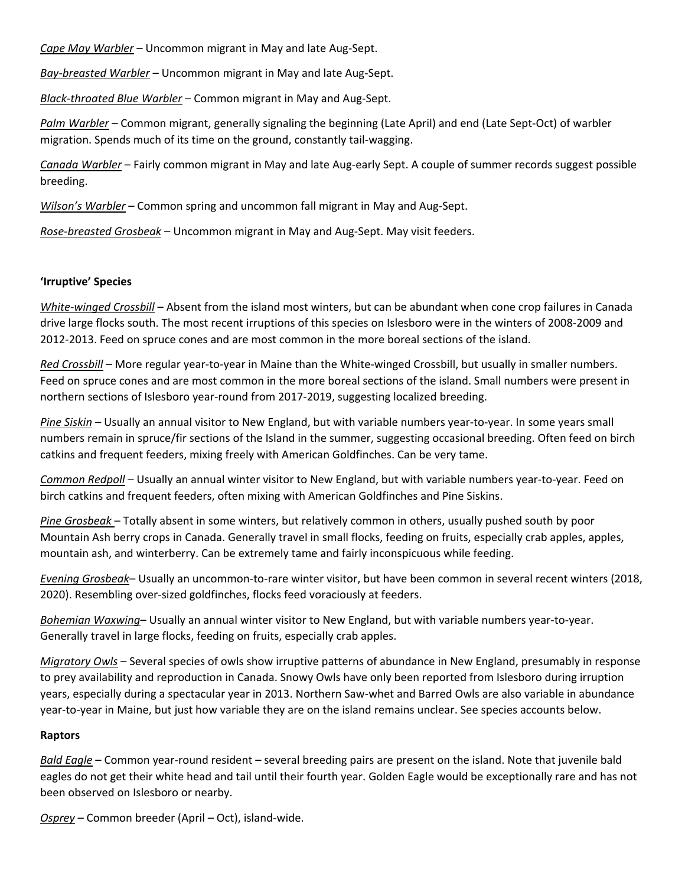*Cape May Warbler* – Uncommon migrant in May and late Aug-Sept.

*Bay-breasted Warbler* – Uncommon migrant in May and late Aug-Sept.

*Black-throated Blue Warbler* – Common migrant in May and Aug-Sept.

*Palm Warbler* – Common migrant, generally signaling the beginning (Late April) and end (Late Sept-Oct) of warbler migration. Spends much of its time on the ground, constantly tail-wagging.

*Canada Warbler* – Fairly common migrant in May and late Aug-early Sept. A couple of summer records suggest possible breeding.

*Wilson's Warbler* – Common spring and uncommon fall migrant in May and Aug-Sept.

*Rose-breasted Grosbeak* – Uncommon migrant in May and Aug-Sept. May visit feeders.

**'Irruptive' Species**

*White-winged Crossbill* – Absent from the island most winters, but can be abundant when cone crop failures in Canada drive large flocks south. The most recent irruptions of this species on Islesboro were in the winters of 2008-2009 and 2012-2013. Feed on spruce cones and are most common in the more boreal sections of the island.

*Red Crossbill* – More regular year-to-year in Maine than the White-winged Crossbill, but usually in smaller numbers. Feed on spruce cones and are most common in the more boreal sections of the island. Small numbers were present in northern sections of Islesboro year-round from 2017-2019, suggesting localized breeding.

*Pine Siskin* – Usually an annual visitor to New England, but with variable numbers year-to-year. In some years small numbers remain in spruce/fir sections of the Island in the summer, suggesting occasional breeding. Often feed on birch catkins and frequent feeders, mixing freely with American Goldfinches. Can be very tame.

*Common Redpoll* – Usually an annual winter visitor to New England, but with variable numbers year-to-year. Feed on birch catkins and frequent feeders, often mixing with American Goldfinches and Pine Siskins.

*Pine Grosbeak* – Totally absent in some winters, but relatively common in others, usually pushed south by poor Mountain Ash berry crops in Canada. Generally travel in small flocks, feeding on fruits, especially crab apples, apples, mountain ash, and winterberry. Can be extremely tame and fairly inconspicuous while feeding.

*Evening Grosbeak*– Usually an uncommon-to-rare winter visitor, but have been common in several recent winters (2018, 2020). Resembling over-sized goldfinches, flocks feed voraciously at feeders.

*Bohemian Waxwing*– Usually an annual winter visitor to New England, but with variable numbers year-to-year. Generally travel in large flocks, feeding on fruits, especially crab apples.

*Migratory Owls* – Several species of owls show irruptive patterns of abundance in New England, presumably in response to prey availability and reproduction in Canada. Snowy Owls have only been reported from Islesboro during irruption years, especially during a spectacular year in 2013. Northern Saw-whet and Barred Owls are also variable in abundance year-to-year in Maine, but just how variable they are on the island remains unclear. See species accounts below.

**Raptors**

*Bald Eagle* – Common year-round resident – several breeding pairs are present on the island. Note that juvenile bald eagles do not get their white head and tail until their fourth year. Golden Eagle would be exceptionally rare and has not been observed on Islesboro or nearby.

*Osprey* – Common breeder (April – Oct), island-wide.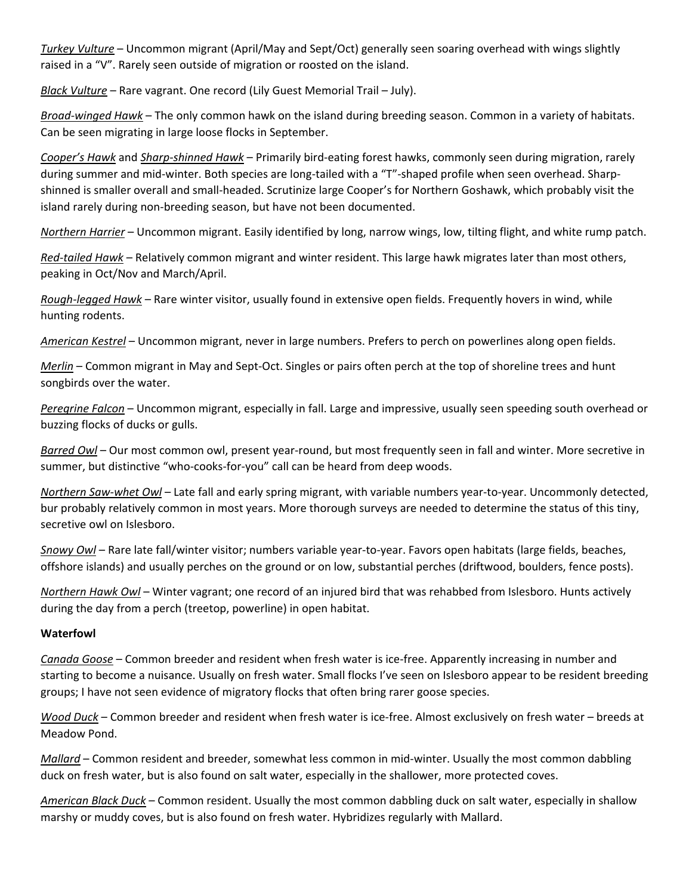*Turkey Vulture* – Uncommon migrant (April/May and Sept/Oct) generally seen soaring overhead with wings slightly raised in a "V". Rarely seen outside of migration or roosted on the island.

*Black Vulture* – Rare vagrant. One record (Lily Guest Memorial Trail – July).

*Broad-winged Hawk* – The only common hawk on the island during breeding season. Common in a variety of habitats. Can be seen migrating in large loose flocks in September.

*Cooper's Hawk* and *Sharp-shinned Hawk* – Primarily bird-eating forest hawks, commonly seen during migration, rarely during summer and mid-winter. Both species are long-tailed with a "T"-shaped profile when seen overhead. Sharp-shinned is smaller overall and small-headed. Scrutinize large Cooper's for Northern Goshawk, which probably visit the island rarely during non-breeding season, but have not been documented.

*Northern Harrier* – Uncommon migrant. Easily identified by long, narrow wings, low, tilting flight, and white rump patch.

*Red-tailed Hawk* – Relatively common migrant and winter resident. This large hawk migrates later than most others, peaking in Oct/Nov and March/April.

*Rough-legged Hawk* – Rare winter visitor, usually found in extensive open fields. Frequently hovers in wind, while hunting rodents.

*American Kestrel* – Uncommon migrant, never in large numbers. Prefers to perch on powerlines along open fields.

*Merlin* – Common migrant in May and Sept-Oct. Singles or pairs often perch at the top of shoreline trees and hunt songbirds over the water.

*Peregrine Falcon* – Uncommon migrant, especially in fall. Large and impressive, usually seen speeding south overhead or buzzing flocks of ducks or gulls.

*Barred Owl* – Our most common owl, present year-round, but most frequently seen in fall and winter. More secretive in summer, but distinctive "who-cooks-for-you" call can be heard from deep woods.

*Northern Saw-whet Owl* – Late fall and early spring migrant, with variable numbers year-to-year. Uncommonly detected, bur probably relatively common in most years. More thorough surveys are needed to determine the status of this tiny, secretive owl on Islesboro.

*Snowy Owl* – Rare late fall/winter visitor; numbers variable year-to-year. Favors open habitats (large fields, beaches, offshore islands) and usually perches on the ground or on low, substantial perches (driftwood, boulders, fence posts).

*Northern Hawk Owl* – Winter vagrant; one record of an injured bird that was rehabbed from Islesboro. Hunts actively during the day from a perch (treetop, powerline) in open habitat.

**Waterfowl**

*Canada Goose* – Common breeder and resident when fresh water is ice-free. Apparently increasing in number and starting to become a nuisance. Usually on fresh water. Small flocks I've seen on Islesboro appear to be resident breeding groups; I have not seen evidence of migratory flocks that often bring rarer goose species.

*Wood Duck* – Common breeder and resident when fresh water is ice-free. Almost exclusively on fresh water – breeds at Meadow Pond.

*Mallard* – Common resident and breeder, somewhat less common in mid-winter. Usually the most common dabbling duck on fresh water, but is also found on salt water, especially in the shallower, more protected coves.

*American Black Duck* – Common resident. Usually the most common dabbling duck on salt water, especially in shallow marshy or muddy coves, but is also found on fresh water. Hybridizes regularly with Mallard.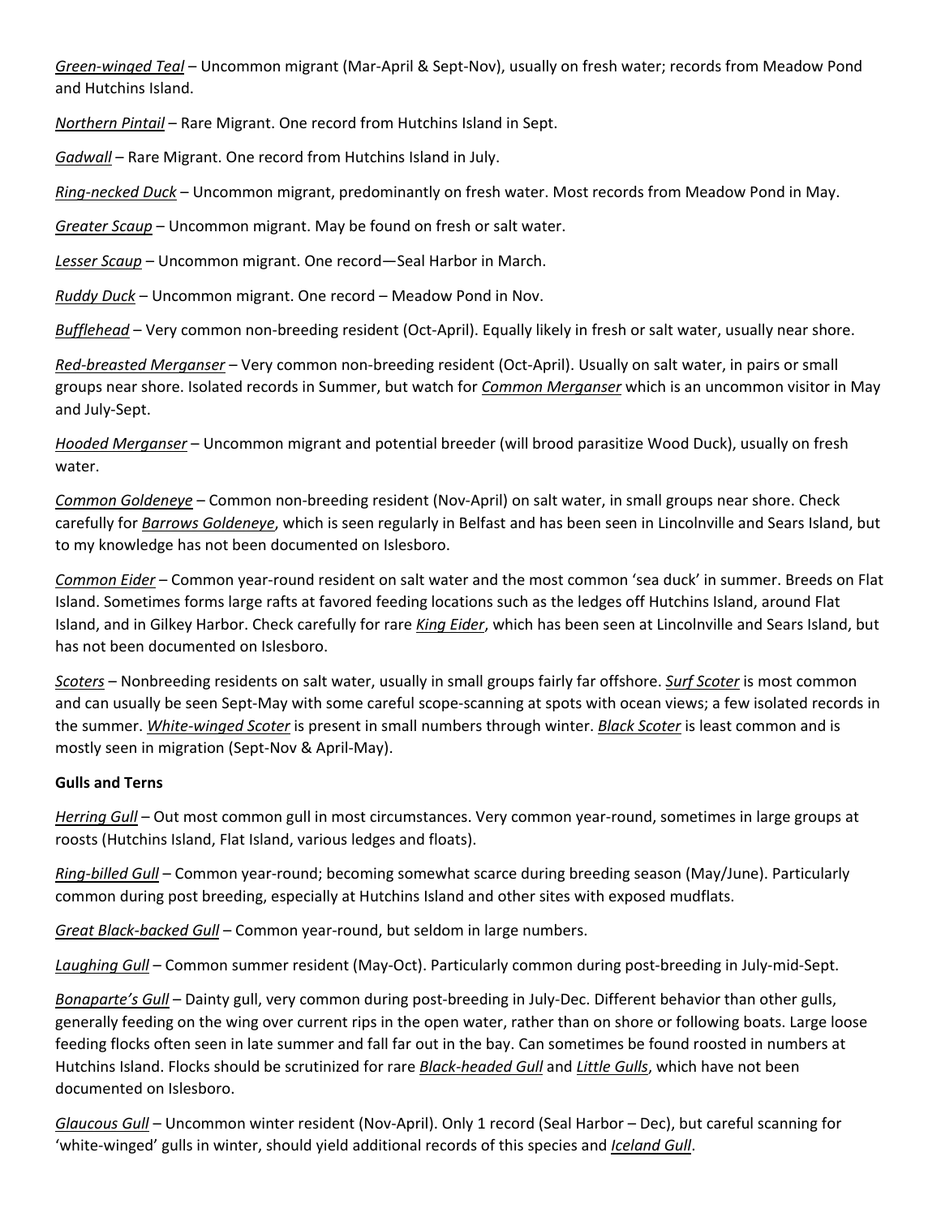Green-winged Teal – Uncommon migrant (Mar-April & Sept-Nov), usually on fresh water; records from Meadow Pond and Hutchins Island.

Northern Pintail – Rare Migrant. One record from Hutchins Island in Sept.

Gadwall – Rare Migrant. One record from Hutchins Island in July.

Ring-necked Duck – Uncommon migrant, predominantly on fresh water. Most records from Meadow Pond in May.

Greater Scaup – Uncommon migrant. May be found on fresh or salt water.

Lesser Scaup – Uncommon migrant. One record—Seal Harbor in March.

Ruddy Duck – Uncommon migrant. One record – Meadow Pond in Nov.

Bufflehead – Very common non-breeding resident (Oct-April). Equally likely in fresh or salt water, usually near shore.

Red-breasted Merganser – Very common non-breeding resident (Oct-April). Usually on salt water, in pairs or small groups near shore. Isolated records in Summer, but watch for Common Merganser which is an uncommon visitor in May and July-Sept.

Hooded Merganser – Uncommon migrant and potential breeder (will brood parasitize Wood Duck), usually on fresh water.

Common Goldeneye – Common non-breeding resident (Nov-April) on salt water, in small groups near shore. Check carefully for Barrows Goldeneye, which is seen regularly in Belfast and has been seen in Lincolnville and Sears Island, but to my knowledge has not been documented on Islesboro.

Common Eider – Common year-round resident on salt water and the most common 'sea duck' in summer. Breeds on Flat Island. Sometimes forms large rafts at favored feeding locations such as the ledges off Hutchins Island, around Flat Island, and in Gilkey Harbor. Check carefully for rare King Eider, which has been seen at Lincolnville and Sears Island, but has not been documented on Islesboro.

Scoters – Nonbreeding residents on salt water, usually in small groups fairly far offshore. Surf Scoter is most common and can usually be seen Sept-May with some careful scope-scanning at spots with ocean views; a few isolated records in the summer. White-winged Scoter is present in small numbers through winter. Black Scoter is least common and is mostly seen in migration (Sept-Nov & April-May).

**Gulls and Terns**

Herring Gull – Out most common gull in most circumstances. Very common year-round, sometimes in large groups at roosts (Hutchins Island, Flat Island, various ledges and floats).

Ring-billed Gull – Common year-round; becoming somewhat scarce during breeding season (May/June). Particularly common during post breeding, especially at Hutchins Island and other sites with exposed mudflats.

Great Black-backed Gull – Common year-round, but seldom in large numbers.

Laughing Gull – Common summer resident (May-Oct). Particularly common during post-breeding in July-mid-Sept.

Bonaparte's Gull – Dainty gull, very common during post-breeding in July-Dec. Different behavior than other gulls, generally feeding on the wing over current rips in the open water, rather than on shore or following boats. Large loose feeding flocks often seen in late summer and fall far out in the bay. Can sometimes be found roosted in numbers at Hutchins Island. Flocks should be scrutinized for rare Black-headed Gull and Little Gulls, which have not been documented on Islesboro.

Glaucous Gull – Uncommon winter resident (Nov-April). Only 1 record (Seal Harbor – Dec), but careful scanning for 'white-winged' gulls in winter, should yield additional records of this species and Iceland Gull.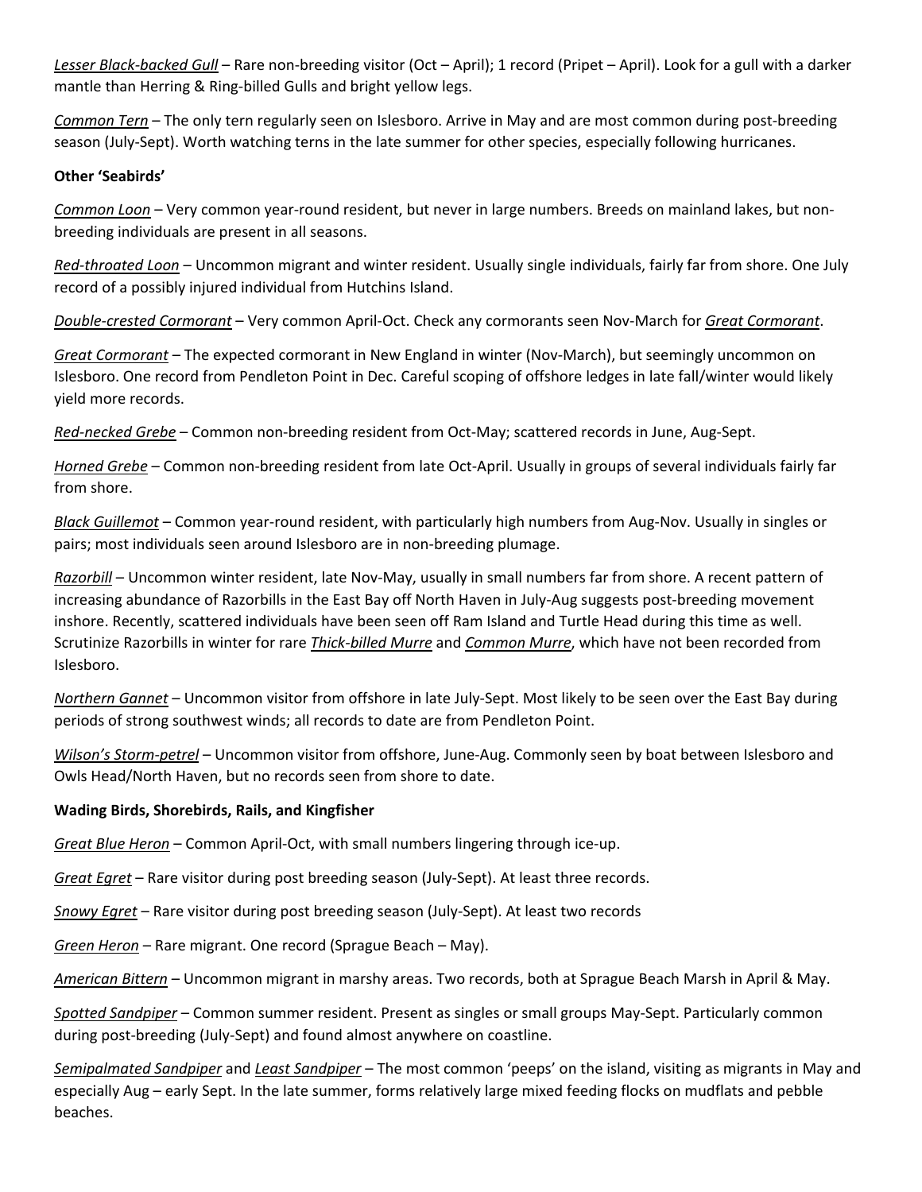*Lesser Black-backed Gull* – Rare non-breeding visitor (Oct – April); 1 record (Pripet – April). Look for a gull with a darker mantle than Herring & Ring-billed Gulls and bright yellow legs.

*Common Tern* – The only tern regularly seen on Islesboro. Arrive in May and are most common during post-breeding season (July-Sept). Worth watching terns in the late summer for other species, especially following hurricanes.

**Other 'Seabirds'**

*Common Loon* – Very common year-round resident, but never in large numbers. Breeds on mainland lakes, but non-breeding individuals are present in all seasons.

*Red-throated Loon* – Uncommon migrant and winter resident. Usually single individuals, fairly far from shore. One July record of a possibly injured individual from Hutchins Island.

*Double-crested Cormorant* – Very common April-Oct. Check any cormorants seen Nov-March for *Great Cormorant*.

*Great Cormorant* – The expected cormorant in New England in winter (Nov-March), but seemingly uncommon on Islesboro. One record from Pendleton Point in Dec. Careful scoping of offshore ledges in late fall/winter would likely yield more records.

*Red-necked Grebe* – Common non-breeding resident from Oct-May; scattered records in June, Aug-Sept.

*Horned Grebe* – Common non-breeding resident from late Oct-April. Usually in groups of several individuals fairly far from shore.

*Black Guillemot* – Common year-round resident, with particularly high numbers from Aug-Nov. Usually in singles or pairs; most individuals seen around Islesboro are in non-breeding plumage.

*Razorbill* – Uncommon winter resident, late Nov-May, usually in small numbers far from shore. A recent pattern of increasing abundance of Razorbills in the East Bay off North Haven in July-Aug suggests post-breeding movement inshore. Recently, scattered individuals have been seen off Ram Island and Turtle Head during this time as well. Scrutinize Razorbills in winter for rare ***Thick-billed Murre*** and *Common Murre*, which have not been recorded from Islesboro.

*Northern Gannet* – Uncommon visitor from offshore in late July-Sept. Most likely to be seen over the East Bay during periods of strong southwest winds; all records to date are from Pendleton Point.

*Wilson's Storm-petrel* – Uncommon visitor from offshore, June-Aug. Commonly seen by boat between Islesboro and Owls Head/North Haven, but no records seen from shore to date.

**Wading Birds, Shorebirds, Rails, and Kingfisher**

*Great Blue Heron* – Common April-Oct, with small numbers lingering through ice-up.

*Great Egret* – Rare visitor during post breeding season (July-Sept). At least three records.

*Snowy Egret* – Rare visitor during post breeding season (July-Sept). At least two records

*Green Heron* – Rare migrant. One record (Sprague Beach – May).

*American Bittern* – Uncommon migrant in marshy areas. Two records, both at Sprague Beach Marsh in April & May.

*Spotted Sandpiper* – Common summer resident. Present as singles or small groups May-Sept. Particularly common during post-breeding (July-Sept) and found almost anywhere on coastline.

*Semipalmated Sandpiper* and *Least Sandpiper* – The most common 'peeps' on the island, visiting as migrants in May and especially Aug – early Sept. In the late summer, forms relatively large mixed feeding flocks on mudflats and pebble beaches.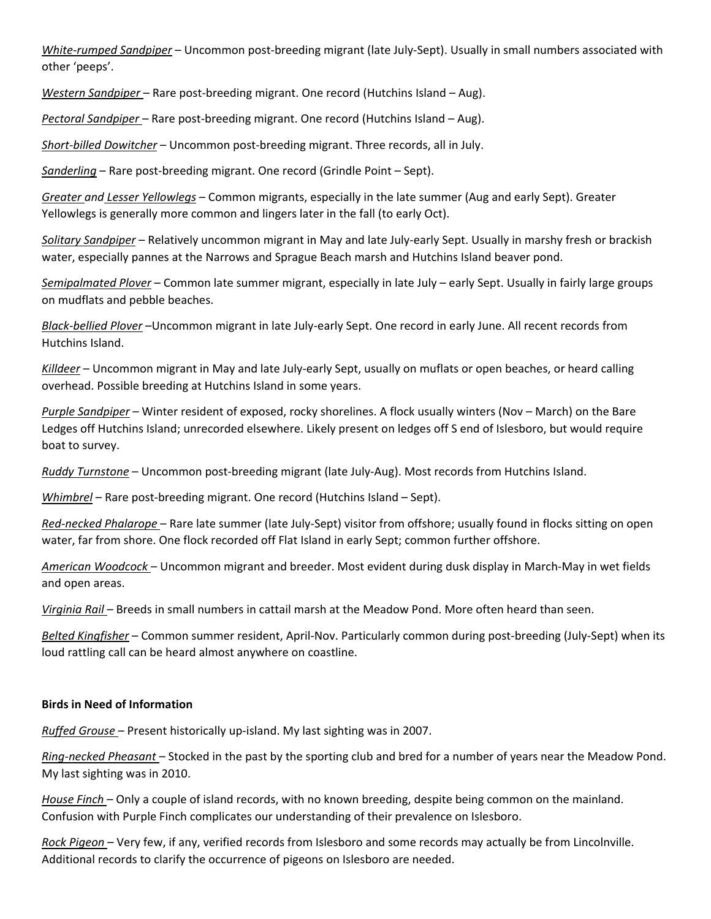<u>*White-rumped Sandpiper*</u> – Uncommon post-breeding migrant (late July-Sept). Usually in small numbers associated with other 'peeps'.

<u>*Western Sandpiper*</u> – Rare post-breeding migrant. One record (Hutchins Island – Aug).

<u>*Pectoral Sandpiper*</u> – Rare post-breeding migrant. One record (Hutchins Island – Aug).

<u>*Short-billed Dowitcher*</u> – Uncommon post-breeding migrant. Three records, all in July.

<u>*Sanderling*</u> – Rare post-breeding migrant. One record (Grindle Point – Sept).

<u>*Greater and Lesser Yellowlegs*</u> – Common migrants, especially in the late summer (Aug and early Sept). Greater Yellowlegs is generally more common and lingers later in the fall (to early Oct).

<u>*Solitary Sandpiper*</u> – Relatively uncommon migrant in May and late July-early Sept. Usually in marshy fresh or brackish water, especially pannes at the Narrows and Sprague Beach marsh and Hutchins Island beaver pond.

<u>*Semipalmated Plover*</u> – Common late summer migrant, especially in late July – early Sept. Usually in fairly large groups on mudflats and pebble beaches.

<u>*Black-bellied Plover*</u> –Uncommon migrant in late July-early Sept. One record in early June. All recent records from Hutchins Island.

<u>*Killdeer*</u> – Uncommon migrant in May and late July-early Sept, usually on muflats or open beaches, or heard calling overhead. Possible breeding at Hutchins Island in some years.

<u>*Purple Sandpiper*</u> – Winter resident of exposed, rocky shorelines. A flock usually winters (Nov – March) on the Bare Ledges off Hutchins Island; unrecorded elsewhere. Likely present on ledges off S end of Islesboro, but would require boat to survey.

<u>*Ruddy Turnstone*</u> – Uncommon post-breeding migrant (late July-Aug). Most records from Hutchins Island.

<u>*Whimbrel*</u> – Rare post-breeding migrant. One record (Hutchins Island – Sept).

<u>*Red-necked Phalarope*</u> – Rare late summer (late July-Sept) visitor from offshore; usually found in flocks sitting on open water, far from shore. One flock recorded off Flat Island in early Sept; common further offshore.

<u>*American Woodcock*</u> – Uncommon migrant and breeder. Most evident during dusk display in March-May in wet fields and open areas.

<u>*Virginia Rail*</u> – Breeds in small numbers in cattail marsh at the Meadow Pond. More often heard than seen.

<u>*Belted Kingfisher*</u> – Common summer resident, April-Nov. Particularly common during post-breeding (July-Sept) when its loud rattling call can be heard almost anywhere on coastline.

**Birds in Need of Information**

<u>*Ruffed Grouse*</u> – Present historically up-island. My last sighting was in 2007.

<u>*Ring-necked Pheasant*</u> – Stocked in the past by the sporting club and bred for a number of years near the Meadow Pond. My last sighting was in 2010.

<u>*House Finch*</u> – Only a couple of island records, with no known breeding, despite being common on the mainland. Confusion with Purple Finch complicates our understanding of their prevalence on Islesboro.

<u>*Rock Pigeon*</u> – Very few, if any, verified records from Islesboro and some records may actually be from Lincolnville. Additional records to clarify the occurrence of pigeons on Islesboro are needed.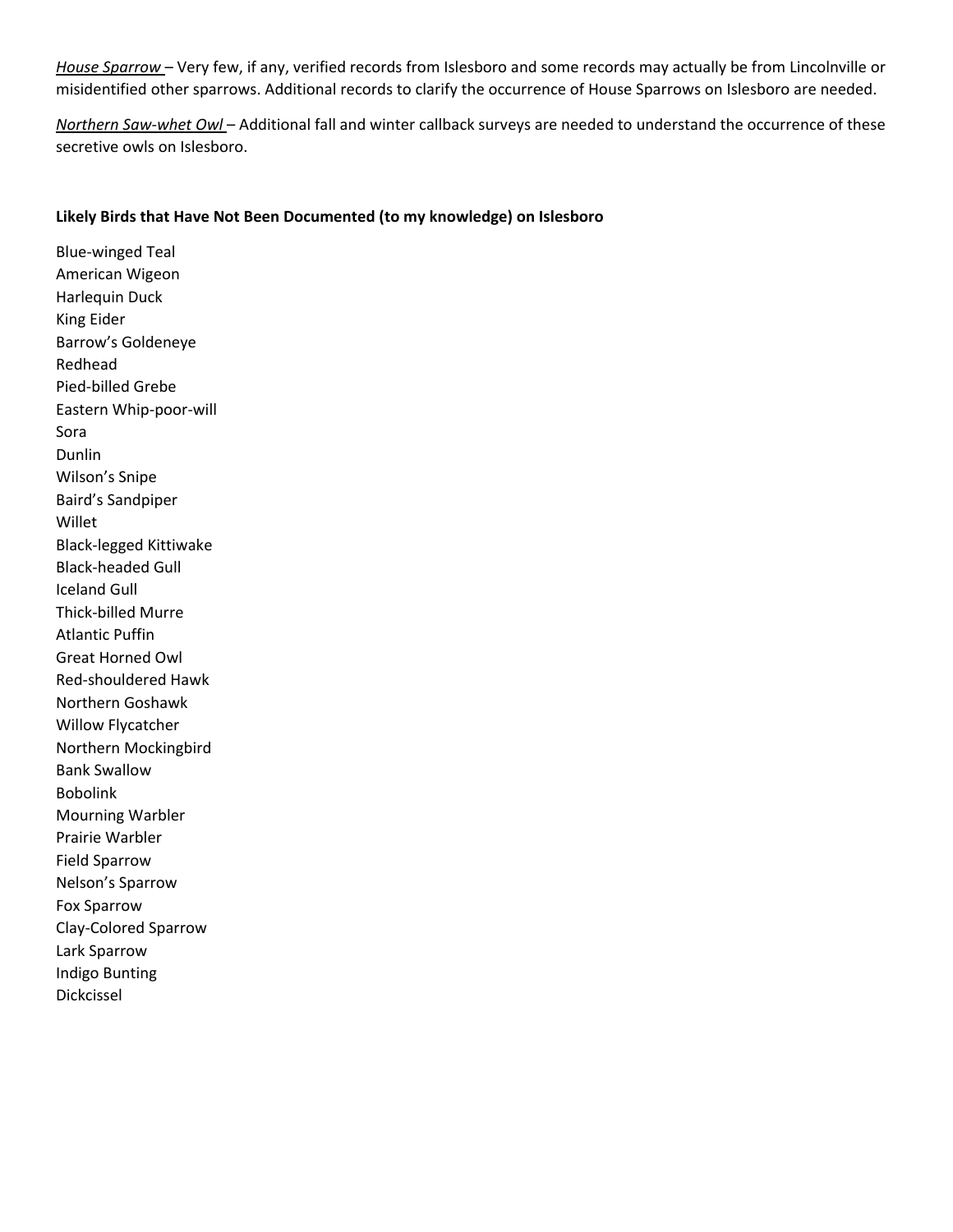*House Sparrow* – Very few, if any, verified records from Islesboro and some records may actually be from Lincolnville or misidentified other sparrows. Additional records to clarify the occurrence of House Sparrows on Islesboro are needed.

*Northern Saw-whet Owl* – Additional fall and winter callback surveys are needed to understand the occurrence of these secretive owls on Islesboro.

**Likely Birds that Have Not Been Documented (to my knowledge) on Islesboro**

Blue-winged Teal
American Wigeon
Harlequin Duck
King Eider
Barrow's Goldeneye
Redhead
Pied-billed Grebe
Eastern Whip-poor-will
Sora
Dunlin
Wilson's Snipe
Baird's Sandpiper
Willet
Black-legged Kittiwake
Black-headed Gull
Iceland Gull
Thick-billed Murre
Atlantic Puffin
Great Horned Owl
Red-shouldered Hawk
Northern Goshawk
Willow Flycatcher
Northern Mockingbird
Bank Swallow
Bobolink
Mourning Warbler
Prairie Warbler
Field Sparrow
Nelson's Sparrow
Fox Sparrow
Clay-Colored Sparrow
Lark Sparrow
Indigo Bunting
Dickcissel